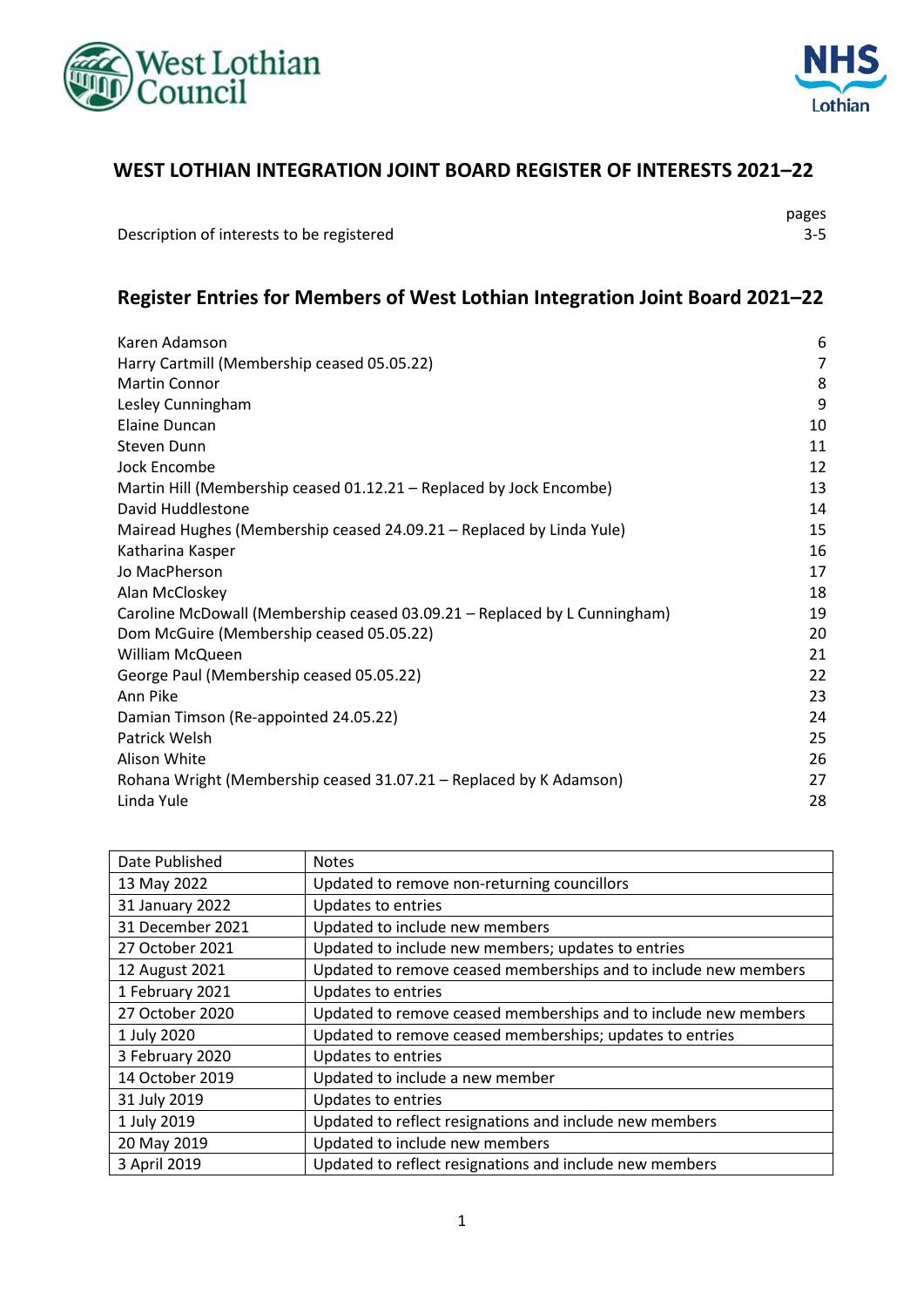# WEST LOTHIAN INTEGRATION JOINT BOARD REGISTER OF INTERESTS 2021–22

| | pages |
|---|---|
| Description of interests to be registered | 3-5 |

## Register Entries for Members of West Lothian Integration Joint Board 2021–22

| | |
|---|---|
| Karen Adamson | 6 |
| Harry Cartmill (Membership ceased 05.05.22) | 7 |
| Martin Connor | 8 |
| Lesley Cunningham | 9 |
| Elaine Duncan | 10 |
| Steven Dunn | 11 |
| Jock Encombe | 12 |
| Martin Hill (Membership ceased 01.12.21 – Replaced by Jock Encombe) | 13 |
| David Huddlestone | 14 |
| Mairead Hughes (Membership ceased 24.09.21 – Replaced by Linda Yule) | 15 |
| Katharina Kasper | 16 |
| Jo MacPherson | 17 |
| Alan McCloskey | 18 |
| Caroline McDowall (Membership ceased 03.09.21 – Replaced by L Cunningham) | 19 |
| Dom McGuire (Membership ceased 05.05.22) | 20 |
| William McQueen | 21 |
| George Paul (Membership ceased 05.05.22) | 22 |
| Ann Pike | 23 |
| Damian Timson (Re-appointed 24.05.22) | 24 |
| Patrick Welsh | 25 |
| Alison White | 26 |
| Rohana Wright (Membership ceased 31.07.21 – Replaced by K Adamson) | 27 |
| Linda Yule | 28 |

| Date Published | Notes |
|---|---|
| 13 May 2022 | Updated to remove non-returning councillors |
| 31 January 2022 | Updates to entries |
| 31 December 2021 | Updated to include new members |
| 27 October 2021 | Updated to include new members; updates to entries |
| 12 August 2021 | Updated to remove ceased memberships and to include new members |
| 1 February 2021 | Updates to entries |
| 27 October 2020 | Updated to remove ceased memberships and to include new members |
| 1 July 2020 | Updated to remove ceased memberships; updates to entries |
| 3 February 2020 | Updates to entries |
| 14 October 2019 | Updated to include a new member |
| 31 July 2019 | Updates to entries |
| 1 July 2019 | Updated to reflect resignations and include new members |
| 20 May 2019 | Updated to include new members |
| 3 April 2019 | Updated to reflect resignations and include new members |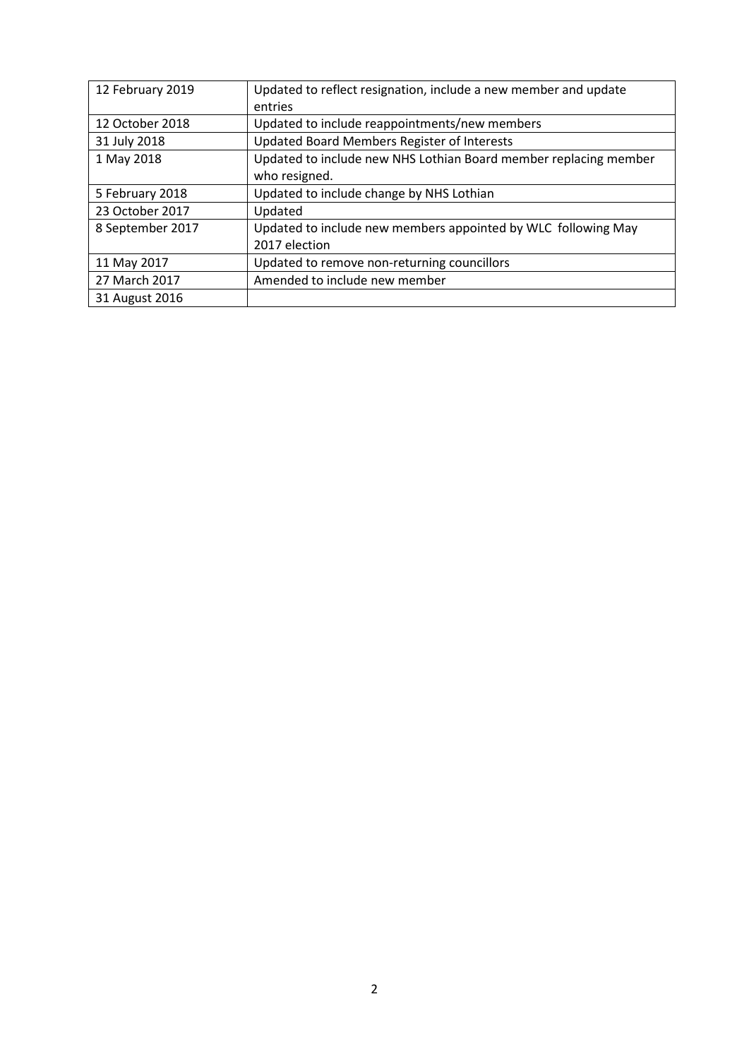| 12 February 2019 | Updated to reflect resignation, include a new member and update entries |
| --- | --- |
| 12 October 2018 | Updated to include reappointments/new members |
| 31 July 2018 | Updated Board Members Register of Interests |
| 1 May 2018 | Updated to include new NHS Lothian Board member replacing member who resigned. |
| 5 February 2018 | Updated to include change by NHS Lothian |
| 23 October 2017 | Updated |
| 8 September 2017 | Updated to include new members appointed by WLC following May 2017 election |
| 11 May 2017 | Updated to remove non-returning councillors |
| 27 March 2017 | Amended to include new member |
| 31 August 2016 | |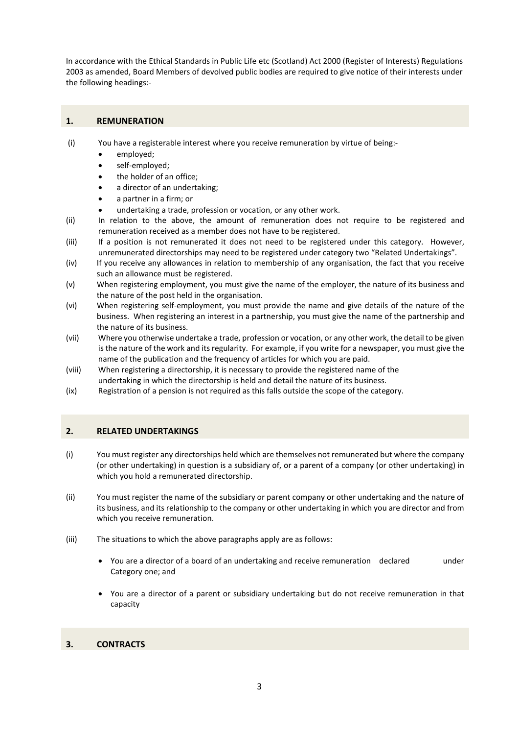In accordance with the Ethical Standards in Public Life etc (Scotland) Act 2000 (Register of Interests) Regulations 2003 as amended, Board Members of devolved public bodies are required to give notice of their interests under the following headings:-

## 1. REMUNERATION

(i) You have a registerable interest where you receive remuneration by virtue of being:-
- employed;
- self-employed;
- the holder of an office;
- a director of an undertaking;
- a partner in a firm; or
- undertaking a trade, profession or vocation, or any other work.

(ii) In relation to the above, the amount of remuneration does not require to be registered and remuneration received as a member does not have to be registered.

(iii) If a position is not remunerated it does not need to be registered under this category. However, unremunerated directorships may need to be registered under category two "Related Undertakings".

(iv) If you receive any allowances in relation to membership of any organisation, the fact that you receive such an allowance must be registered.

(v) When registering employment, you must give the name of the employer, the nature of its business and the nature of the post held in the organisation.

(vi) When registering self-employment, you must provide the name and give details of the nature of the business. When registering an interest in a partnership, you must give the name of the partnership and the nature of its business.

(vii) Where you otherwise undertake a trade, profession or vocation, or any other work, the detail to be given is the nature of the work and its regularity. For example, if you write for a newspaper, you must give the name of the publication and the frequency of articles for which you are paid.

(viii) When registering a directorship, it is necessary to provide the registered name of the undertaking in which the directorship is held and detail the nature of its business.

(ix) Registration of a pension is not required as this falls outside the scope of the category.

## 2. RELATED UNDERTAKINGS

(i) You must register any directorships held which are themselves not remunerated but where the company (or other undertaking) in question is a subsidiary of, or a parent of a company (or other undertaking) in which you hold a remunerated directorship.

(ii) You must register the name of the subsidiary or parent company or other undertaking and the nature of its business, and its relationship to the company or other undertaking in which you are director and from which you receive remuneration.

(iii) The situations to which the above paragraphs apply are as follows:

- You are a director of a board of an undertaking and receive remuneration declared under Category one; and
- You are a director of a parent or subsidiary undertaking but do not receive remuneration in that capacity

## 3. CONTRACTS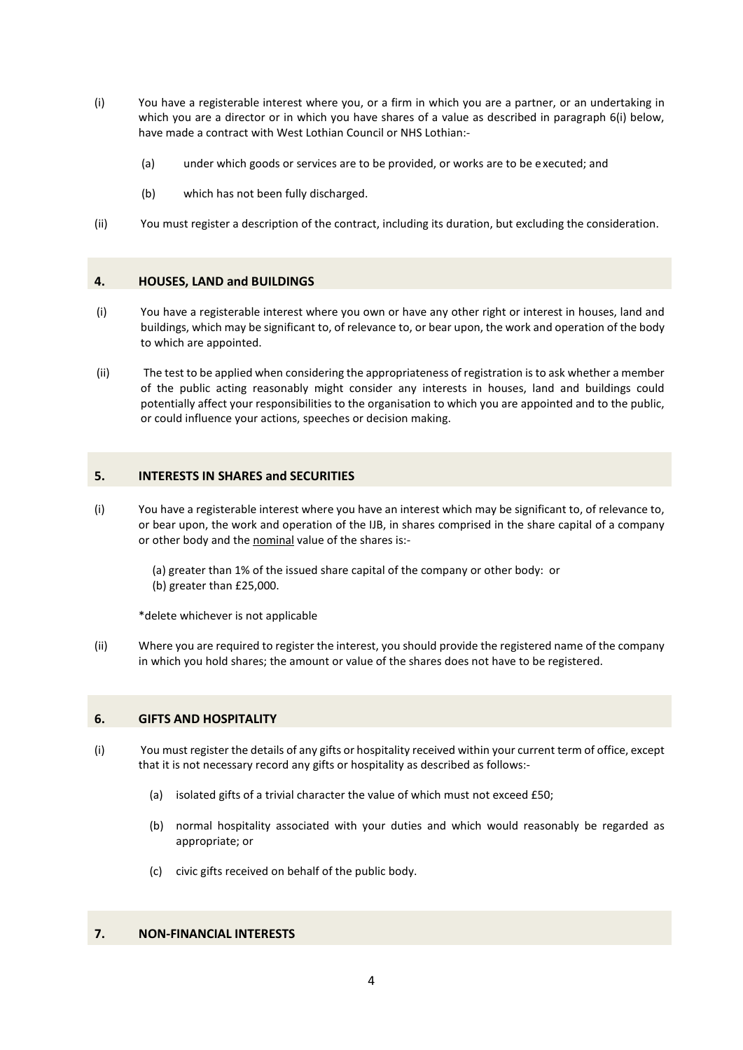(i) You have a registerable interest where you, or a firm in which you are a partner, or an undertaking in which you are a director or in which you have shares of a value as described in paragraph 6(i) below, have made a contract with West Lothian Council or NHS Lothian:-

 (a) under which goods or services are to be provided, or works are to be executed; and

 (b) which has not been fully discharged.

(ii) You must register a description of the contract, including its duration, but excluding the consideration.

## 4. HOUSES, LAND and BUILDINGS

(i) You have a registerable interest where you own or have any other right or interest in houses, land and buildings, which may be significant to, of relevance to, or bear upon, the work and operation of the body to which are appointed.

(ii) The test to be applied when considering the appropriateness of registration is to ask whether a member of the public acting reasonably might consider any interests in houses, land and buildings could potentially affect your responsibilities to the organisation to which you are appointed and to the public, or could influence your actions, speeches or decision making.

## 5. INTERESTS IN SHARES and SECURITIES

(i) You have a registerable interest where you have an interest which may be significant to, of relevance to, or bear upon, the work and operation of the IJB, in shares comprised in the share capital of a company or other body and the nominal value of the shares is:-

 (a) greater than 1% of the issued share capital of the company or other body: or
 (b) greater than £25,000.

 *delete whichever is not applicable

(ii) Where you are required to register the interest, you should provide the registered name of the company in which you hold shares; the amount or value of the shares does not have to be registered.

## 6. GIFTS AND HOSPITALITY

(i) You must register the details of any gifts or hospitality received within your current term of office, except that it is not necessary record any gifts or hospitality as described as follows:-

 (a) isolated gifts of a trivial character the value of which must not exceed £50;

 (b) normal hospitality associated with your duties and which would reasonably be regarded as appropriate; or

 (c) civic gifts received on behalf of the public body.

## 7. NON-FINANCIAL INTERESTS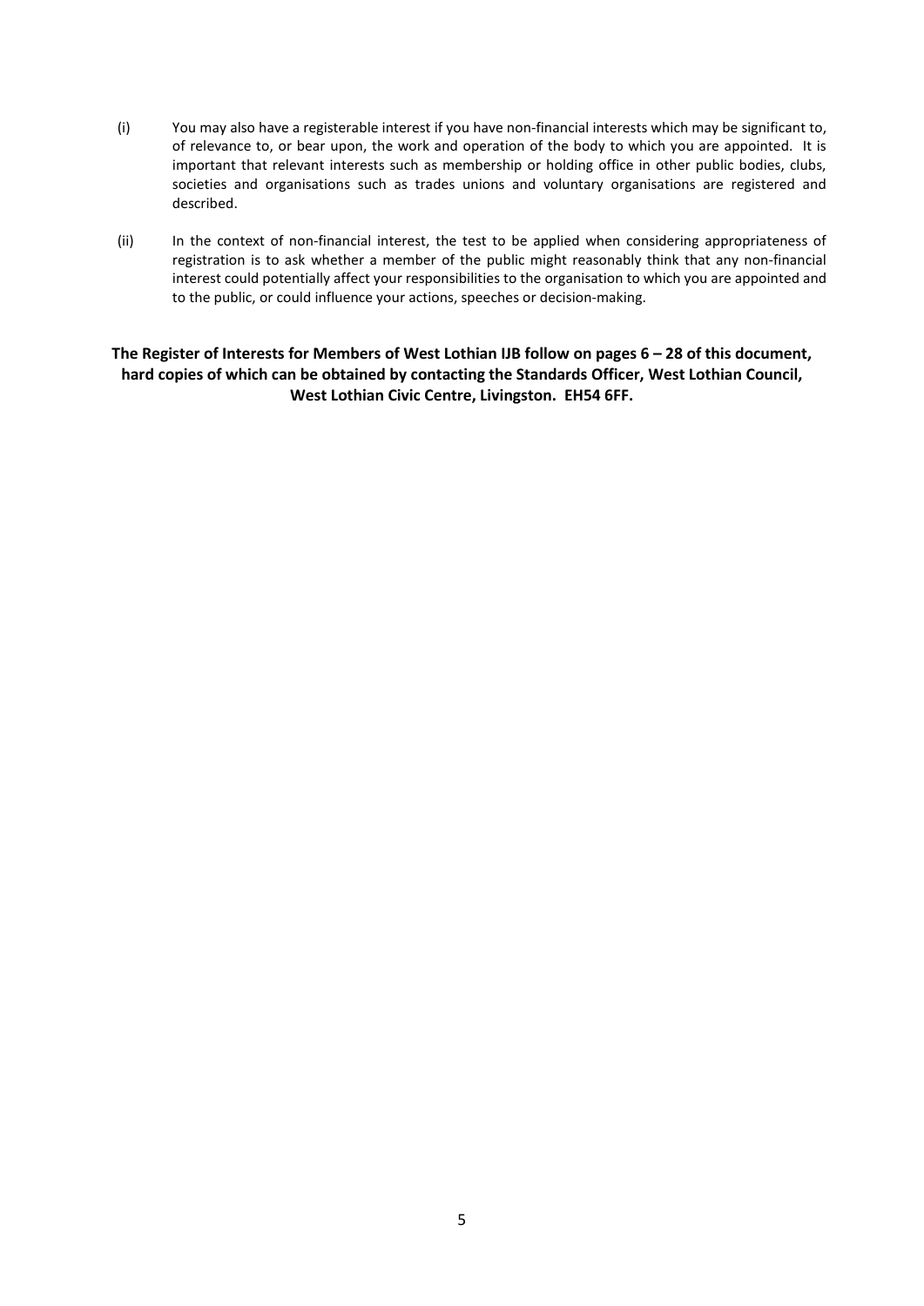(i) You may also have a registerable interest if you have non-financial interests which may be significant to, of relevance to, or bear upon, the work and operation of the body to which you are appointed. It is important that relevant interests such as membership or holding office in other public bodies, clubs, societies and organisations such as trades unions and voluntary organisations are registered and described.

(ii) In the context of non-financial interest, the test to be applied when considering appropriateness of registration is to ask whether a member of the public might reasonably think that any non-financial interest could potentially affect your responsibilities to the organisation to which you are appointed and to the public, or could influence your actions, speeches or decision-making.

**The Register of Interests for Members of West Lothian IJB follow on pages 6 – 28 of this document, hard copies of which can be obtained by contacting the Standards Officer, West Lothian Council, West Lothian Civic Centre, Livingston. EH54 6FF.**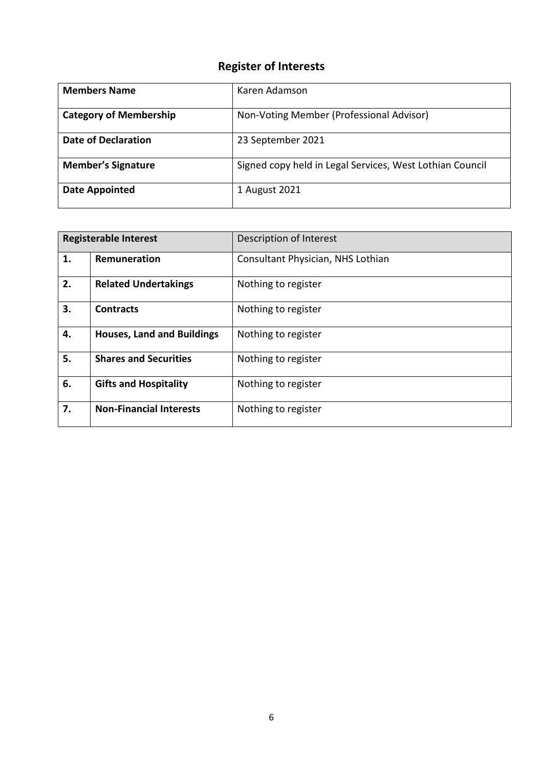# Register of Interests

| **Members Name** | Karen Adamson |
|---|---|
| **Category of Membership** | Non-Voting Member (Professional Advisor) |
| **Date of Declaration** | 23 September 2021 |
| **Member's Signature** | Signed copy held in Legal Services, West Lothian Council |
| **Date Appointed** | 1 August 2021 |

| **Registerable Interest** | | Description of Interest |
|---|---|---|
| **1.** | **Remuneration** | Consultant Physician, NHS Lothian |
| **2.** | **Related Undertakings** | Nothing to register |
| **3.** | **Contracts** | Nothing to register |
| **4.** | **Houses, Land and Buildings** | Nothing to register |
| **5.** | **Shares and Securities** | Nothing to register |
| **6.** | **Gifts and Hospitality** | Nothing to register |
| **7.** | **Non-Financial Interests** | Nothing to register |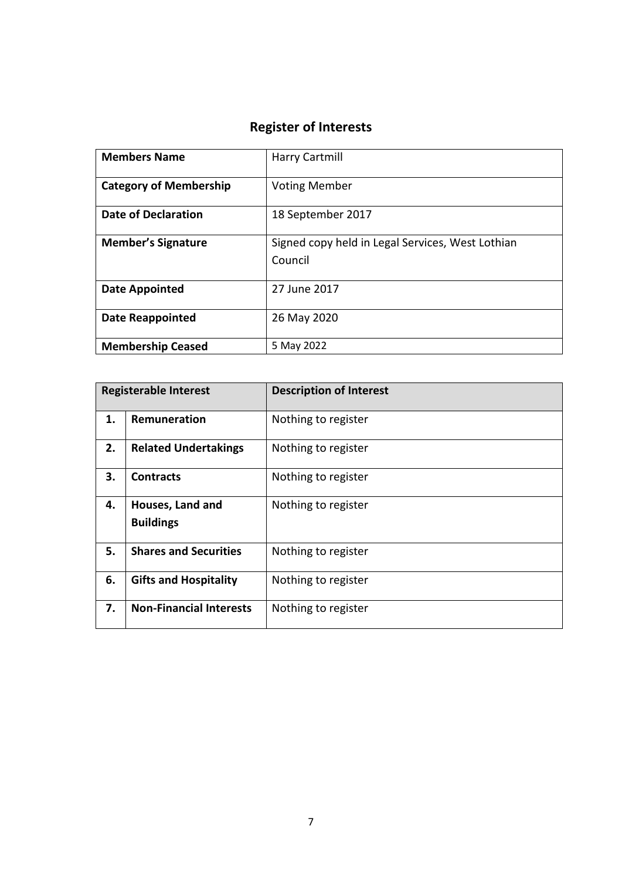## Register of Interests

| Members Name | Harry Cartmill |
|---|---|
| **Category of Membership** | Voting Member |
| **Date of Declaration** | 18 September 2017 |
| **Member's Signature** | Signed copy held in Legal Services, West Lothian Council |
| **Date Appointed** | 27 June 2017 |
| **Date Reappointed** | 26 May 2020 |
| **Membership Ceased** | 5 May 2022 |

| Registerable Interest | | Description of Interest |
|---|---|---|
| **1.** | **Remuneration** | Nothing to register |
| **2.** | **Related Undertakings** | Nothing to register |
| **3.** | **Contracts** | Nothing to register |
| **4.** | **Houses, Land and Buildings** | Nothing to register |
| **5.** | **Shares and Securities** | Nothing to register |
| **6.** | **Gifts and Hospitality** | Nothing to register |
| **7.** | **Non-Financial Interests** | Nothing to register |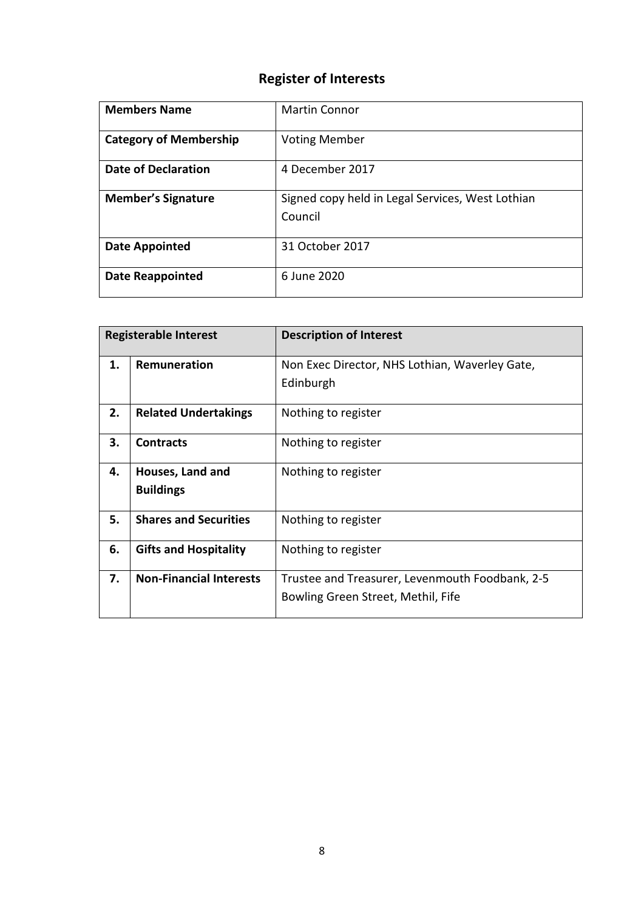# Register of Interests

| **Members Name** | Martin Connor |
|---|---|
| **Category of Membership** | Voting Member |
| **Date of Declaration** | 4 December 2017 |
| **Member's Signature** | Signed copy held in Legal Services, West Lothian Council |
| **Date Appointed** | 31 October 2017 |
| **Date Reappointed** | 6 June 2020 |

| **Registerable Interest** | | **Description of Interest** |
|---|---|---|
| **1.** | **Remuneration** | Non Exec Director, NHS Lothian, Waverley Gate, Edinburgh |
| **2.** | **Related Undertakings** | Nothing to register |
| **3.** | **Contracts** | Nothing to register |
| **4.** | **Houses, Land and Buildings** | Nothing to register |
| **5.** | **Shares and Securities** | Nothing to register |
| **6.** | **Gifts and Hospitality** | Nothing to register |
| **7.** | **Non-Financial Interests** | Trustee and Treasurer, Levenmouth Foodbank, 2-5 Bowling Green Street, Methil, Fife |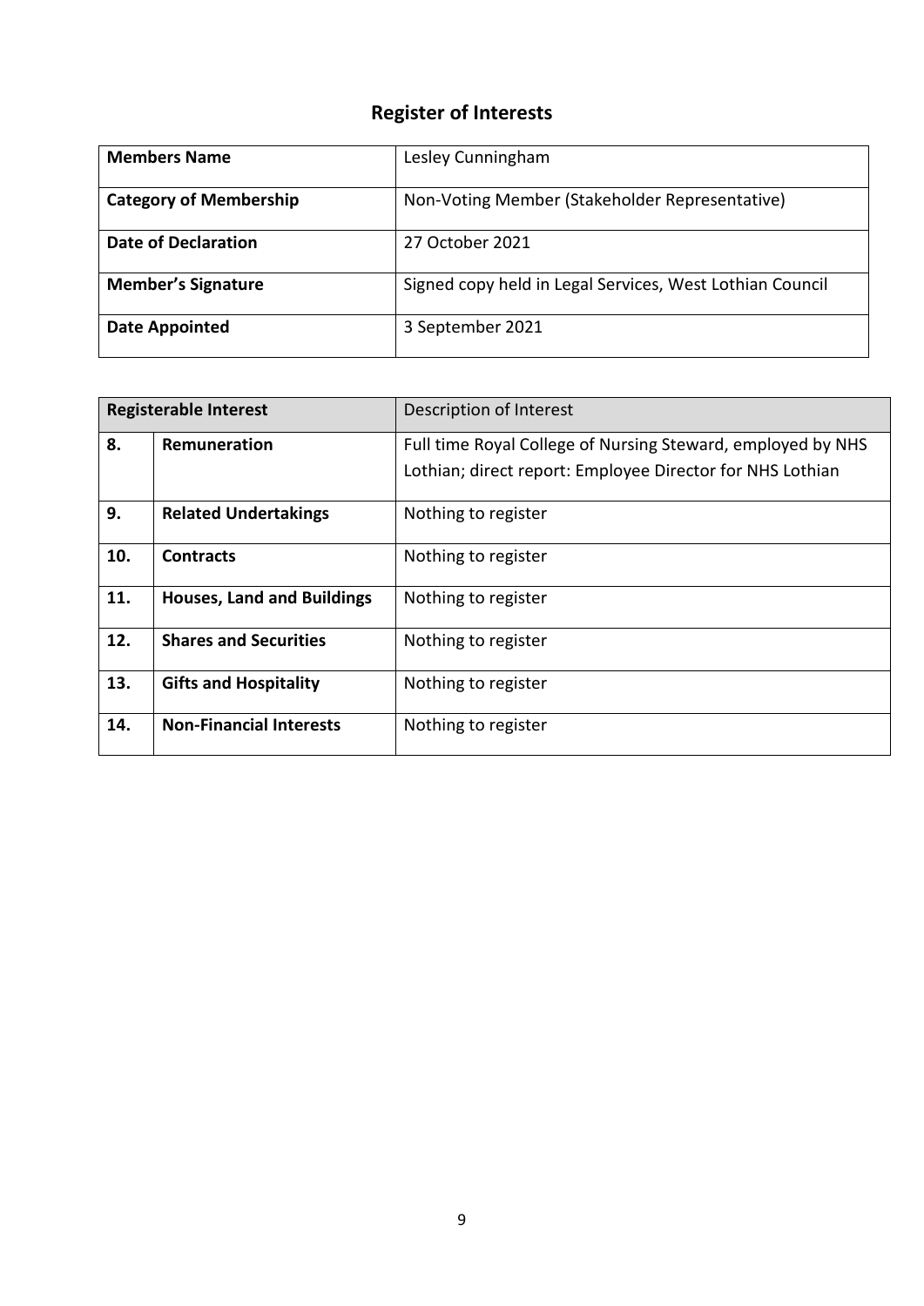# Register of Interests

| Members Name | Lesley Cunningham |
|---|---|
| **Category of Membership** | Non-Voting Member (Stakeholder Representative) |
| **Date of Declaration** | 27 October 2021 |
| **Member's Signature** | Signed copy held in Legal Services, West Lothian Council |
| **Date Appointed** | 3 September 2021 |

| Registerable Interest | | Description of Interest |
|---|---|---|
| **8.** | **Remuneration** | Full time Royal College of Nursing Steward, employed by NHS Lothian; direct report: Employee Director for NHS Lothian |
| **9.** | **Related Undertakings** | Nothing to register |
| **10.** | **Contracts** | Nothing to register |
| **11.** | **Houses, Land and Buildings** | Nothing to register |
| **12.** | **Shares and Securities** | Nothing to register |
| **13.** | **Gifts and Hospitality** | Nothing to register |
| **14.** | **Non-Financial Interests** | Nothing to register |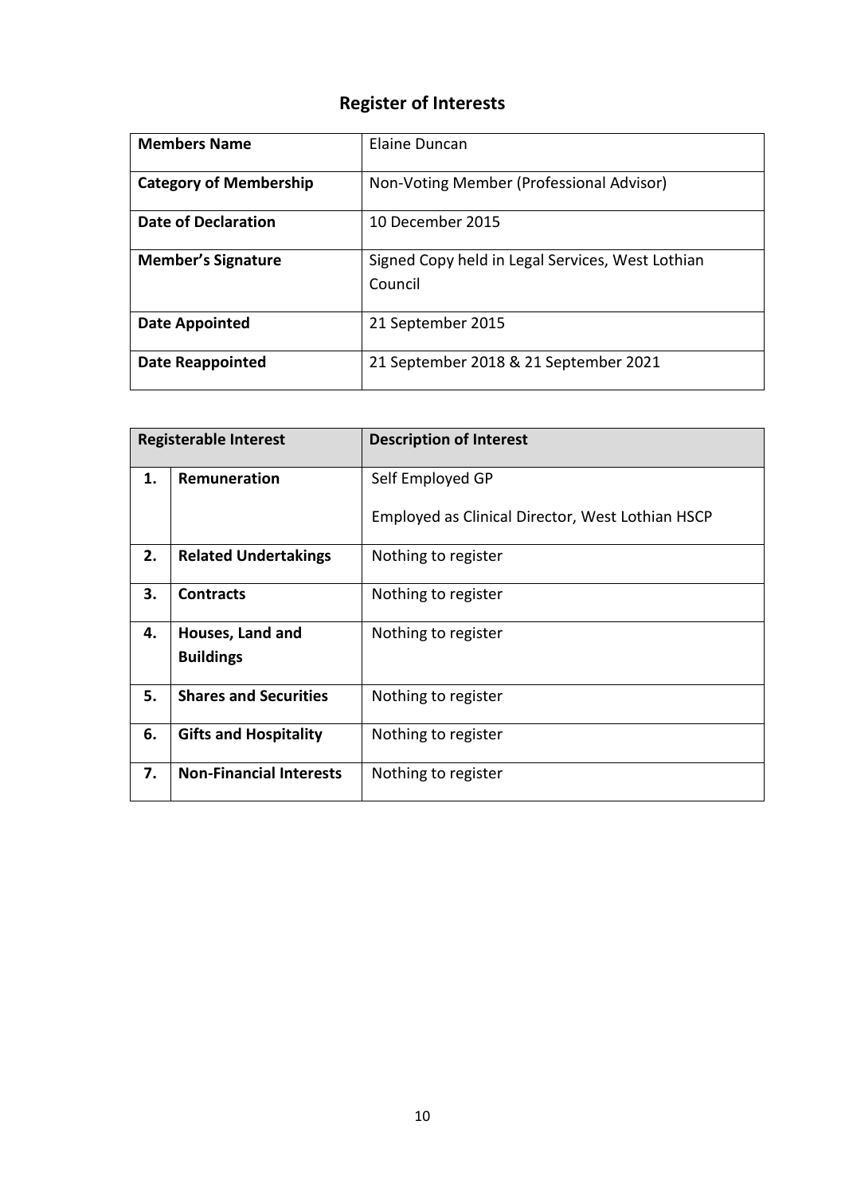# Register of Interests

| Members Name | Elaine Duncan |
|---|---|
| **Category of Membership** | Non-Voting Member (Professional Advisor) |
| **Date of Declaration** | 10 December 2015 |
| **Member's Signature** | Signed Copy held in Legal Services, West Lothian Council |
| **Date Appointed** | 21 September 2015 |
| **Date Reappointed** | 21 September 2018 & 21 September 2021 |

| Registerable Interest | | Description of Interest |
|---|---|---|
| **1.** | **Remuneration** | Self Employed GP<br><br>Employed as Clinical Director, West Lothian HSCP |
| **2.** | **Related Undertakings** | Nothing to register |
| **3.** | **Contracts** | Nothing to register |
| **4.** | **Houses, Land and Buildings** | Nothing to register |
| **5.** | **Shares and Securities** | Nothing to register |
| **6.** | **Gifts and Hospitality** | Nothing to register |
| **7.** | **Non-Financial Interests** | Nothing to register |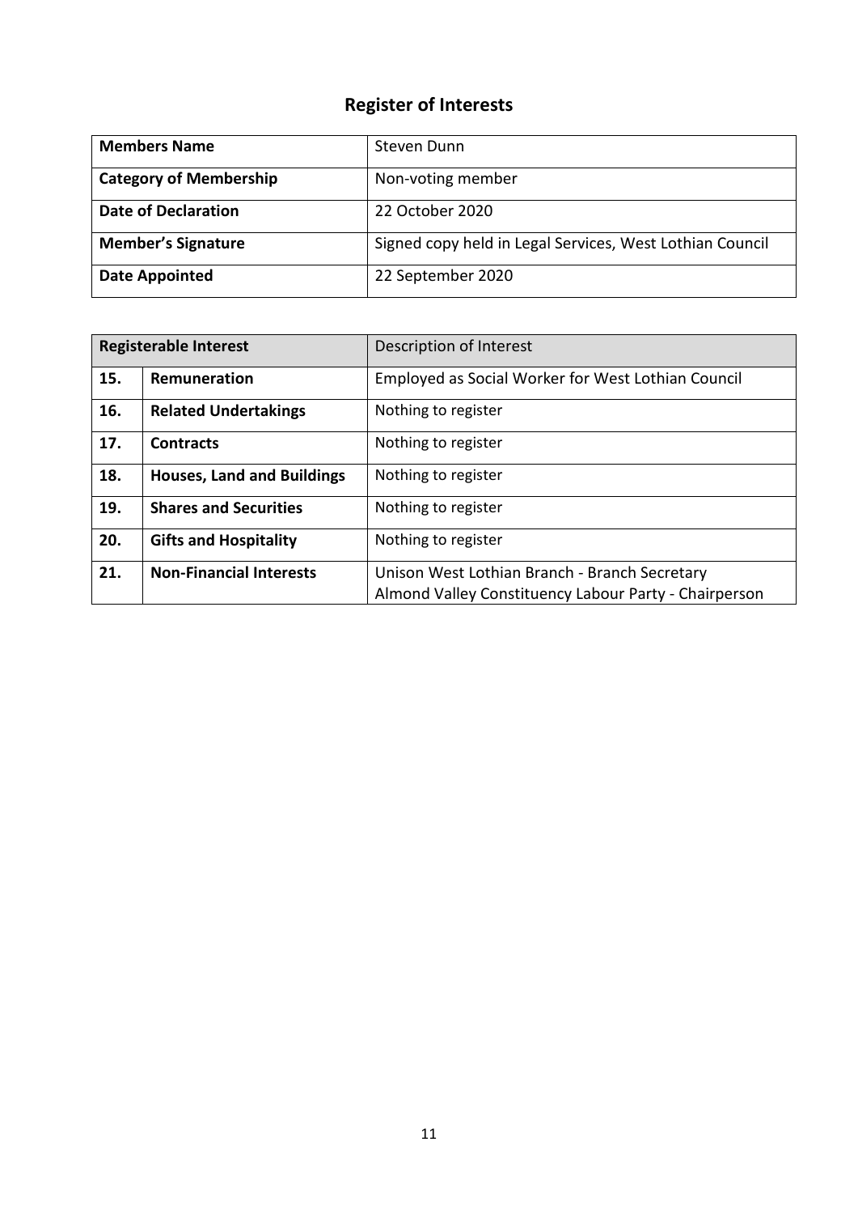# Register of Interests

| Members Name | Steven Dunn |
|---|---|
| **Category of Membership** | Non-voting member |
| **Date of Declaration** | 22 October 2020 |
| **Member's Signature** | Signed copy held in Legal Services, West Lothian Council |
| **Date Appointed** | 22 September 2020 |

| Registerable Interest | | Description of Interest |
|---|---|---|
| **15.** | **Remuneration** | Employed as Social Worker for West Lothian Council |
| **16.** | **Related Undertakings** | Nothing to register |
| **17.** | **Contracts** | Nothing to register |
| **18.** | **Houses, Land and Buildings** | Nothing to register |
| **19.** | **Shares and Securities** | Nothing to register |
| **20.** | **Gifts and Hospitality** | Nothing to register |
| **21.** | **Non-Financial Interests** | Unison West Lothian Branch - Branch Secretary<br>Almond Valley Constituency Labour Party - Chairperson |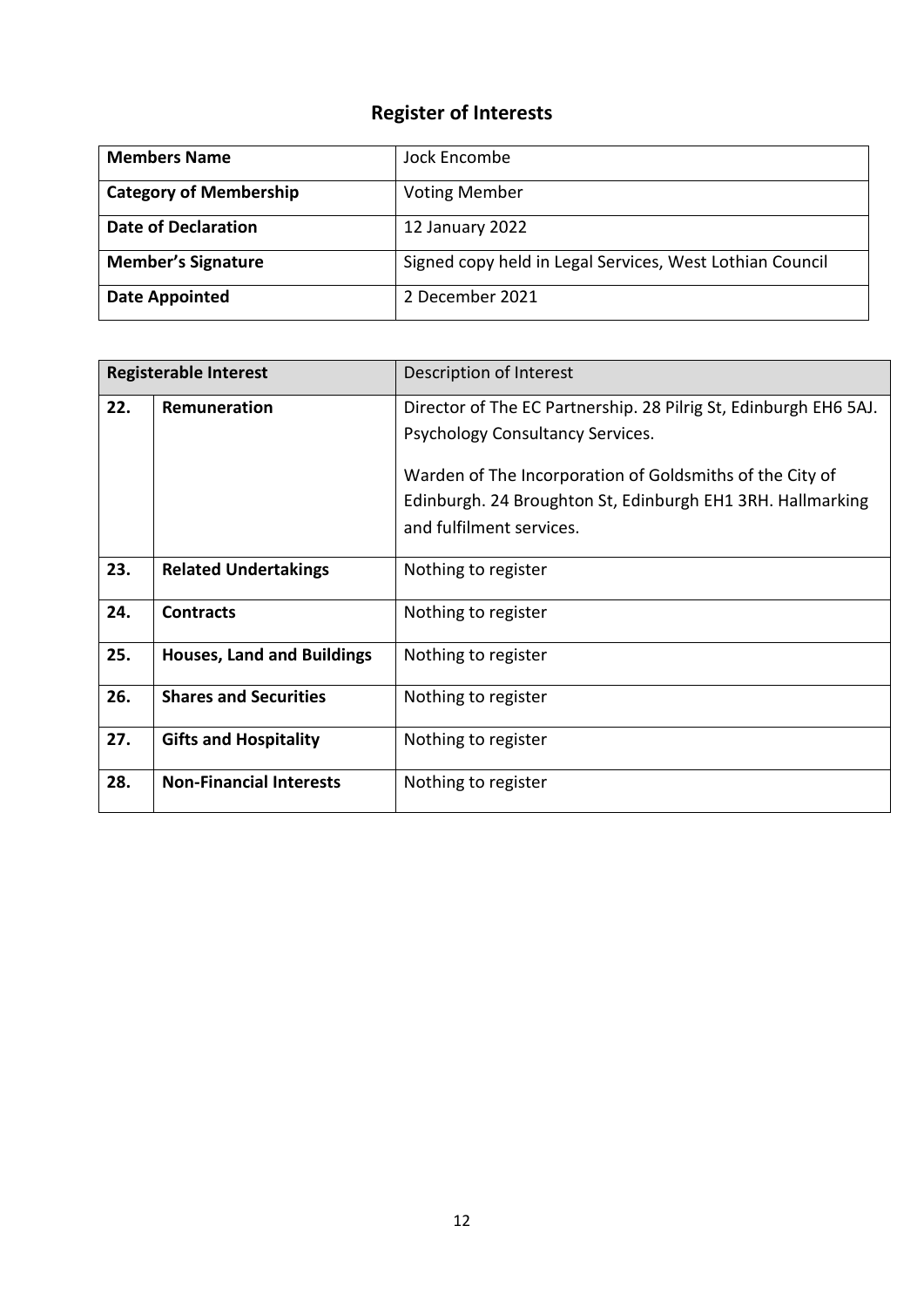## Register of Interests

| Members Name | Jock Encombe |
|---|---|
| **Category of Membership** | Voting Member |
| **Date of Declaration** | 12 January 2022 |
| **Member's Signature** | Signed copy held in Legal Services, West Lothian Council |
| **Date Appointed** | 2 December 2021 |

| Registerable Interest | | Description of Interest |
|---|---|---|
| **22.** | **Remuneration** | Director of The EC Partnership. 28 Pilrig St, Edinburgh EH6 5AJ. Psychology Consultancy Services.<br><br>Warden of The Incorporation of Goldsmiths of the City of Edinburgh. 24 Broughton St, Edinburgh EH1 3RH. Hallmarking and fulfilment services. |
| **23.** | **Related Undertakings** | Nothing to register |
| **24.** | **Contracts** | Nothing to register |
| **25.** | **Houses, Land and Buildings** | Nothing to register |
| **26.** | **Shares and Securities** | Nothing to register |
| **27.** | **Gifts and Hospitality** | Nothing to register |
| **28.** | **Non-Financial Interests** | Nothing to register |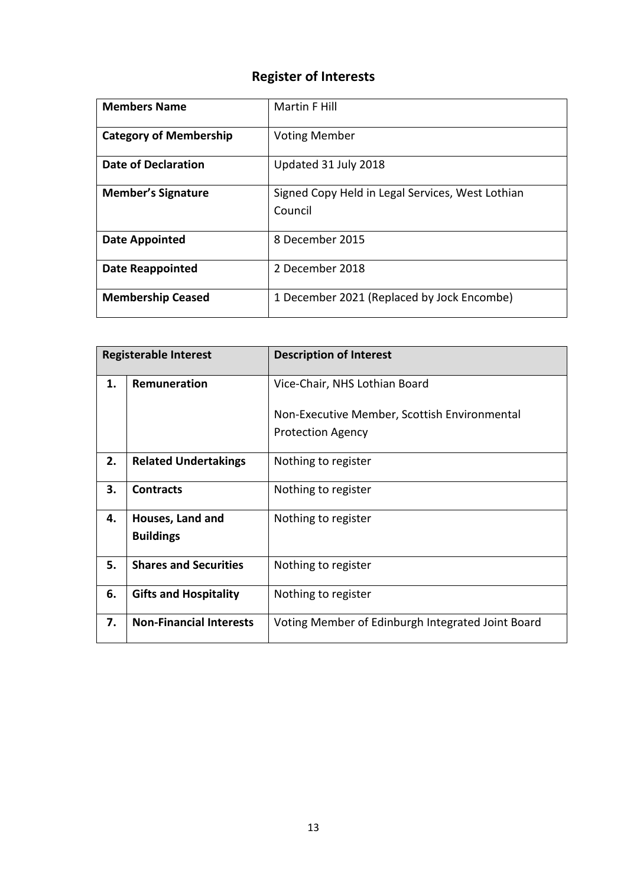# Register of Interests

| Members Name | Martin F Hill |
|---|---|
| **Category of Membership** | Voting Member |
| **Date of Declaration** | Updated 31 July 2018 |
| **Member's Signature** | Signed Copy Held in Legal Services, West Lothian Council |
| **Date Appointed** | 8 December 2015 |
| **Date Reappointed** | 2 December 2018 |
| **Membership Ceased** | 1 December 2021 (Replaced by Jock Encombe) |

| Registerable Interest | | Description of Interest |
|---|---|---|
| **1.** | **Remuneration** | Vice-Chair, NHS Lothian Board<br><br>Non-Executive Member, Scottish Environmental Protection Agency |
| **2.** | **Related Undertakings** | Nothing to register |
| **3.** | **Contracts** | Nothing to register |
| **4.** | **Houses, Land and Buildings** | Nothing to register |
| **5.** | **Shares and Securities** | Nothing to register |
| **6.** | **Gifts and Hospitality** | Nothing to register |
| **7.** | **Non-Financial Interests** | Voting Member of Edinburgh Integrated Joint Board |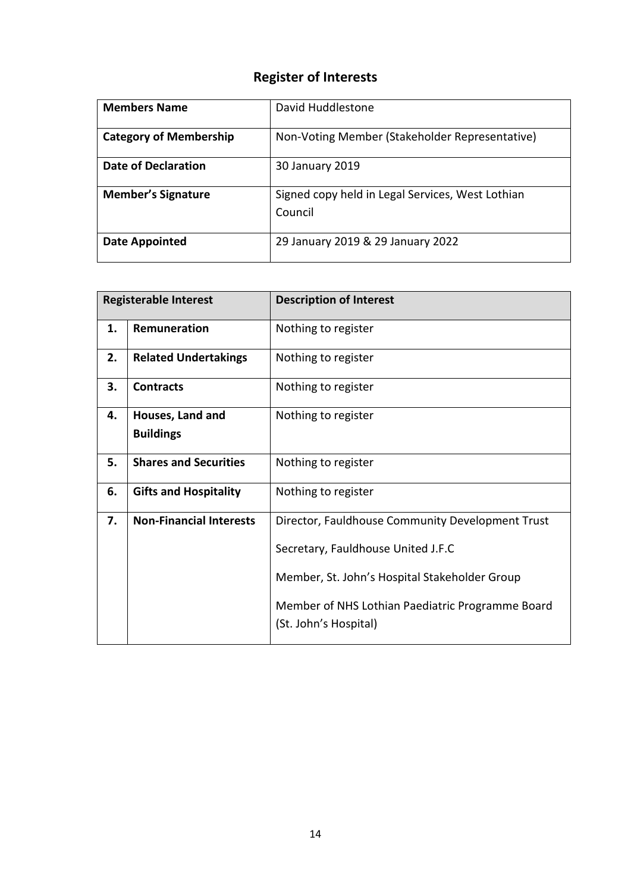# Register of Interests

| Members Name | David Huddlestone |
|---|---|
| **Category of Membership** | Non-Voting Member (Stakeholder Representative) |
| **Date of Declaration** | 30 January 2019 |
| **Member's Signature** | Signed copy held in Legal Services, West Lothian Council |
| **Date Appointed** | 29 January 2019 & 29 January 2022 |

| Registerable Interest | | Description of Interest |
|---|---|---|
| **1.** | **Remuneration** | Nothing to register |
| **2.** | **Related Undertakings** | Nothing to register |
| **3.** | **Contracts** | Nothing to register |
| **4.** | **Houses, Land and Buildings** | Nothing to register |
| **5.** | **Shares and Securities** | Nothing to register |
| **6.** | **Gifts and Hospitality** | Nothing to register |
| **7.** | **Non-Financial Interests** | Director, Fauldhouse Community Development Trust<br><br>Secretary, Fauldhouse United J.F.C<br><br>Member, St. John's Hospital Stakeholder Group<br><br>Member of NHS Lothian Paediatric Programme Board (St. John's Hospital) |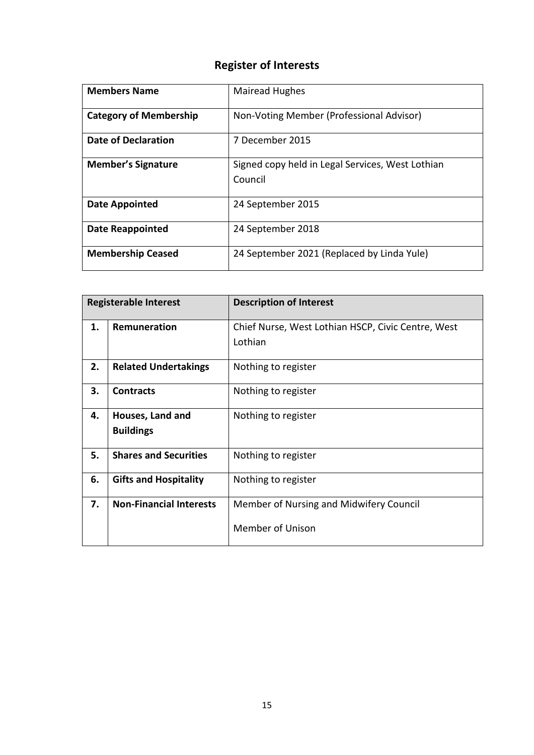# Register of Interests

| Members Name | Mairead Hughes |
| --- | --- |
| **Category of Membership** | Non-Voting Member (Professional Advisor) |
| **Date of Declaration** | 7 December 2015 |
| **Member's Signature** | Signed copy held in Legal Services, West Lothian Council |
| **Date Appointed** | 24 September 2015 |
| **Date Reappointed** | 24 September 2018 |
| **Membership Ceased** | 24 September 2021 (Replaced by Linda Yule) |

| Registerable Interest | | Description of Interest |
| --- | --- | --- |
| **1.** | **Remuneration** | Chief Nurse, West Lothian HSCP, Civic Centre, West Lothian |
| **2.** | **Related Undertakings** | Nothing to register |
| **3.** | **Contracts** | Nothing to register |
| **4.** | **Houses, Land and Buildings** | Nothing to register |
| **5.** | **Shares and Securities** | Nothing to register |
| **6.** | **Gifts and Hospitality** | Nothing to register |
| **7.** | **Non-Financial Interests** | Member of Nursing and Midwifery Council<br><br>Member of Unison |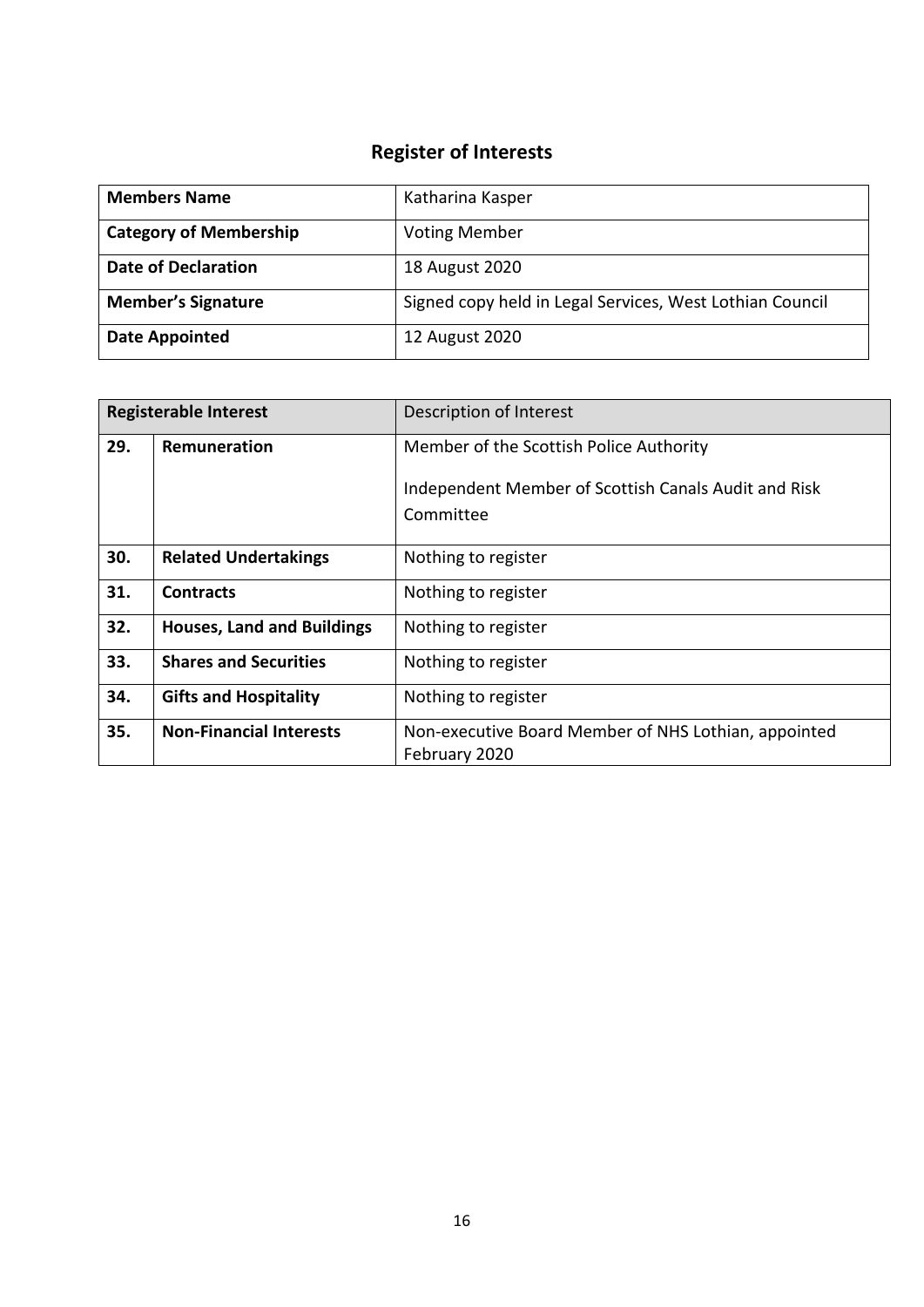# Register of Interests

| **Members Name** | Katharina Kasper |
|---|---|
| **Category of Membership** | Voting Member |
| **Date of Declaration** | 18 August 2020 |
| **Member's Signature** | Signed copy held in Legal Services, West Lothian Council |
| **Date Appointed** | 12 August 2020 |

| **Registerable Interest** | | Description of Interest |
|---|---|---|
| **29.** | **Remuneration** | Member of the Scottish Police Authority<br><br>Independent Member of Scottish Canals Audit and Risk Committee |
| **30.** | **Related Undertakings** | Nothing to register |
| **31.** | **Contracts** | Nothing to register |
| **32.** | **Houses, Land and Buildings** | Nothing to register |
| **33.** | **Shares and Securities** | Nothing to register |
| **34.** | **Gifts and Hospitality** | Nothing to register |
| **35.** | **Non-Financial Interests** | Non-executive Board Member of NHS Lothian, appointed February 2020 |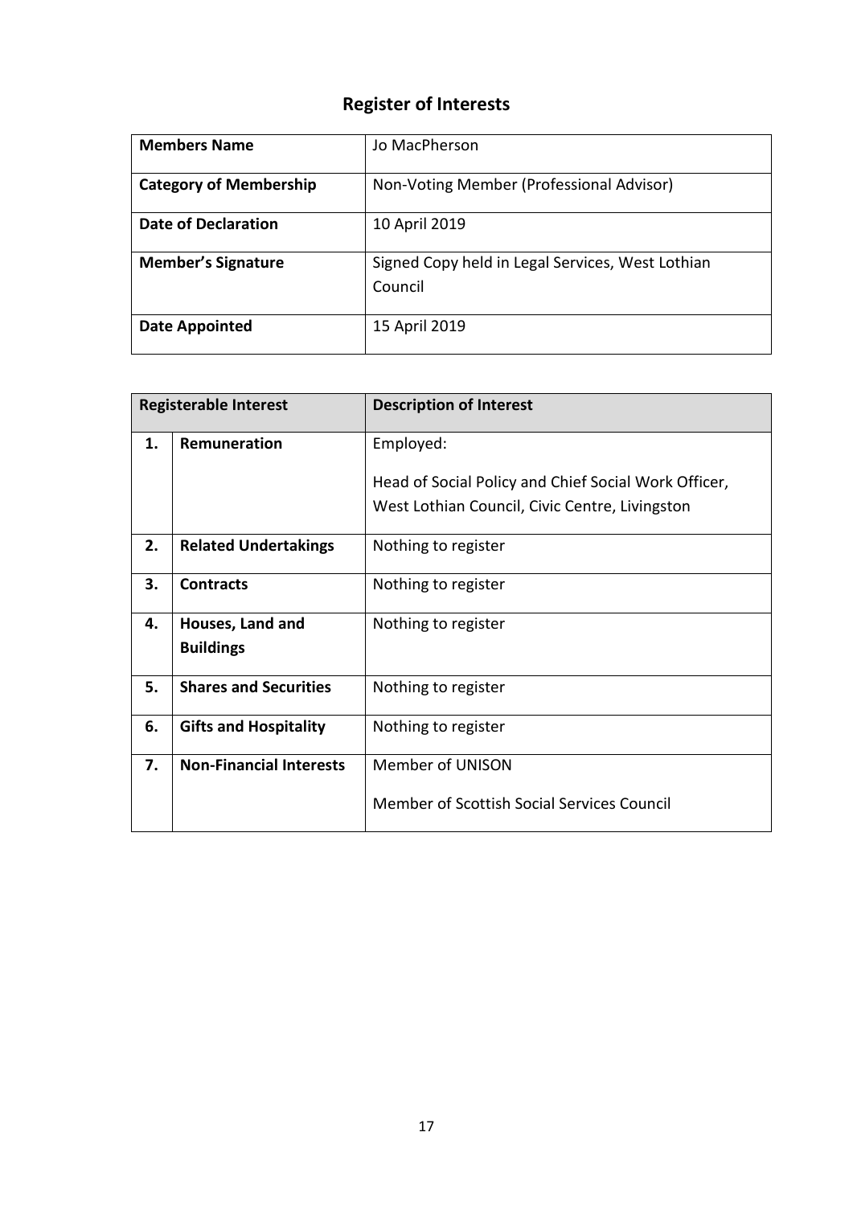# Register of Interests

| **Members Name** | Jo MacPherson |
| --- | --- |
| **Category of Membership** | Non-Voting Member (Professional Advisor) |
| **Date of Declaration** | 10 April 2019 |
| **Member's Signature** | Signed Copy held in Legal Services, West Lothian Council |
| **Date Appointed** | 15 April 2019 |

| **Registerable Interest** | | **Description of Interest** |
| --- | --- | --- |
| **1.** | **Remuneration** | Employed:<br><br>Head of Social Policy and Chief Social Work Officer, West Lothian Council, Civic Centre, Livingston |
| **2.** | **Related Undertakings** | Nothing to register |
| **3.** | **Contracts** | Nothing to register |
| **4.** | **Houses, Land and Buildings** | Nothing to register |
| **5.** | **Shares and Securities** | Nothing to register |
| **6.** | **Gifts and Hospitality** | Nothing to register |
| **7.** | **Non-Financial Interests** | Member of UNISON<br><br>Member of Scottish Social Services Council |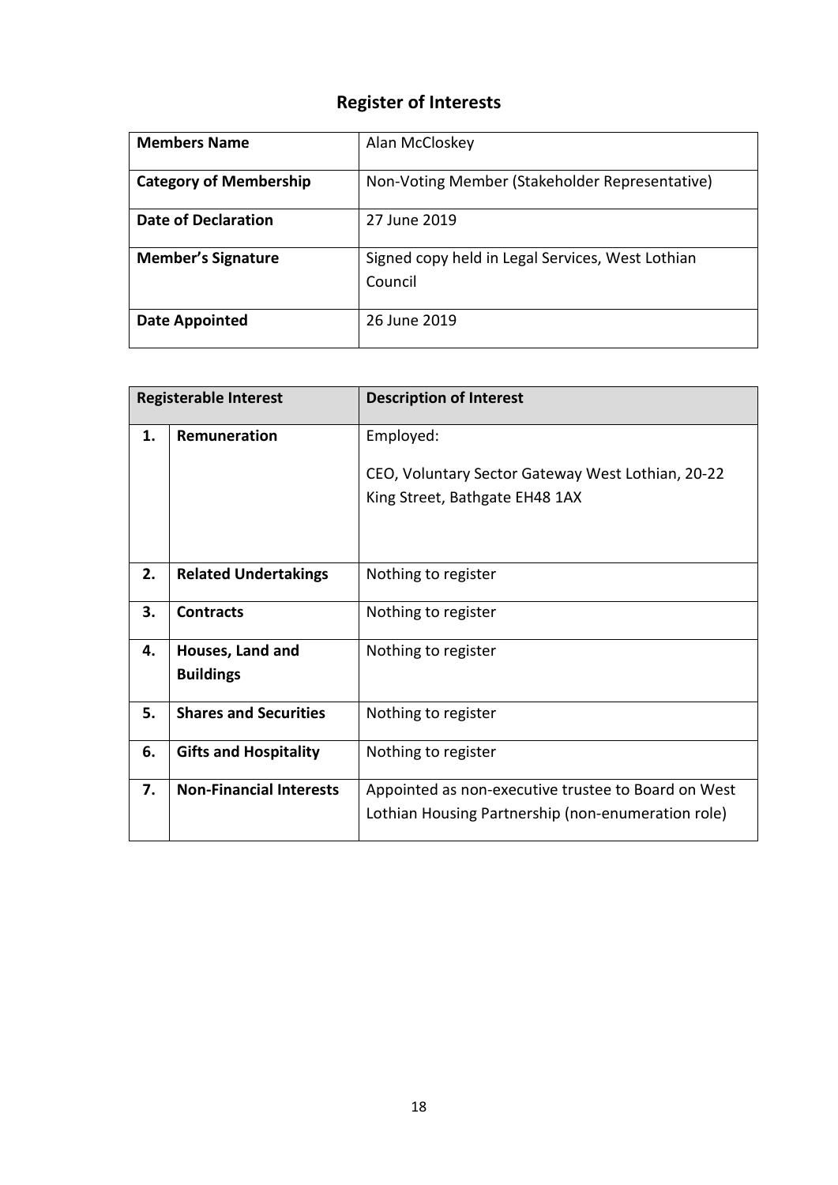## Register of Interests

| Members Name | Alan McCloskey |
|---|---|
| Category of Membership | Non-Voting Member (Stakeholder Representative) |
| Date of Declaration | 27 June 2019 |
| Member's Signature | Signed copy held in Legal Services, West Lothian Council |
| Date Appointed | 26 June 2019 |

| Registerable Interest | | Description of Interest |
|---|---|---|
| 1. | Remuneration | Employed:<br><br>CEO, Voluntary Sector Gateway West Lothian, 20-22 King Street, Bathgate EH48 1AX |
| 2. | Related Undertakings | Nothing to register |
| 3. | Contracts | Nothing to register |
| 4. | Houses, Land and Buildings | Nothing to register |
| 5. | Shares and Securities | Nothing to register |
| 6. | Gifts and Hospitality | Nothing to register |
| 7. | Non-Financial Interests | Appointed as non-executive trustee to Board on West Lothian Housing Partnership (non-enumeration role) |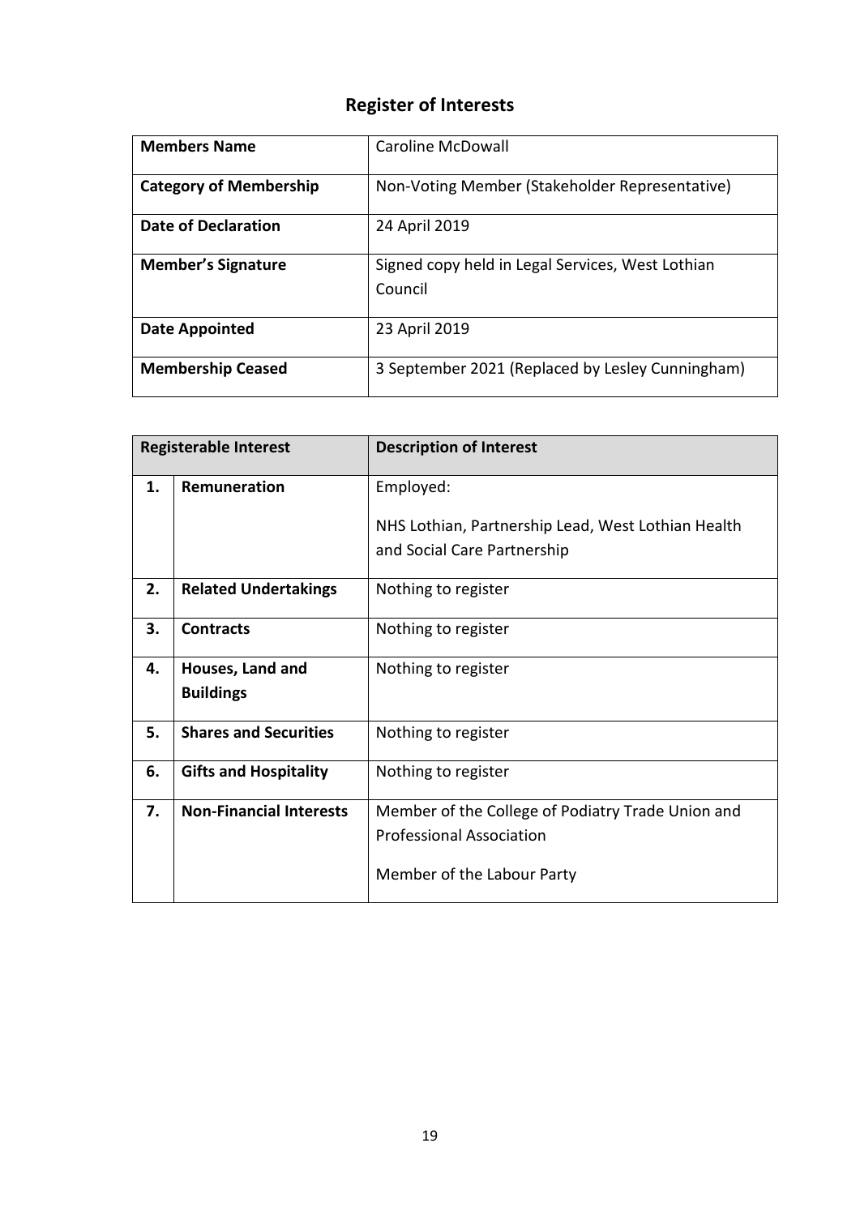# Register of Interests

| **Members Name** | Caroline McDowall |
|---|---|
| **Category of Membership** | Non-Voting Member (Stakeholder Representative) |
| **Date of Declaration** | 24 April 2019 |
| **Member's Signature** | Signed copy held in Legal Services, West Lothian Council |
| **Date Appointed** | 23 April 2019 |
| **Membership Ceased** | 3 September 2021 (Replaced by Lesley Cunningham) |

| **Registerable Interest** | | **Description of Interest** |
|---|---|---|
| **1.** | **Remuneration** | Employed:<br><br>NHS Lothian, Partnership Lead, West Lothian Health and Social Care Partnership |
| **2.** | **Related Undertakings** | Nothing to register |
| **3.** | **Contracts** | Nothing to register |
| **4.** | **Houses, Land and Buildings** | Nothing to register |
| **5.** | **Shares and Securities** | Nothing to register |
| **6.** | **Gifts and Hospitality** | Nothing to register |
| **7.** | **Non-Financial Interests** | Member of the College of Podiatry Trade Union and Professional Association<br><br>Member of the Labour Party |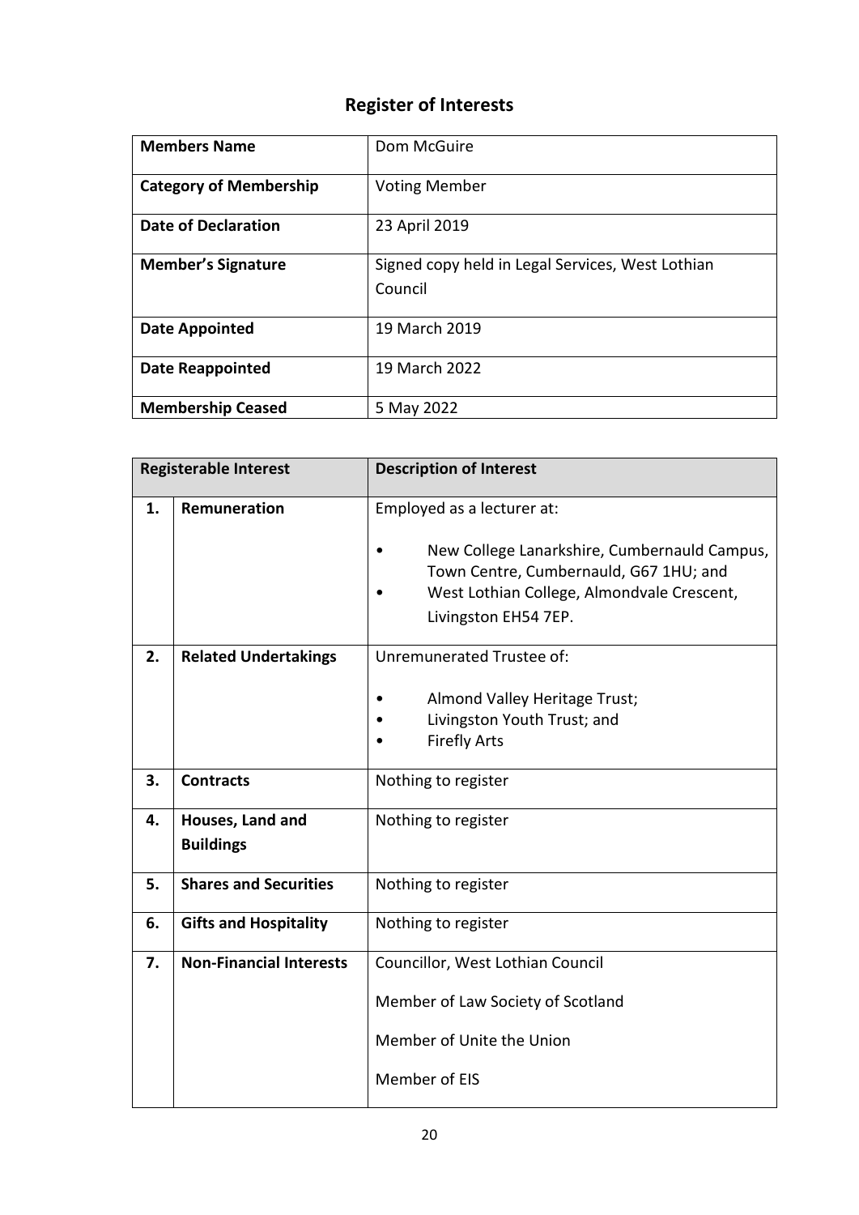## Register of Interests

| Members Name | Dom McGuire |
|---|---|
| **Category of Membership** | Voting Member |
| **Date of Declaration** | 23 April 2019 |
| **Member's Signature** | Signed copy held in Legal Services, West Lothian Council |
| **Date Appointed** | 19 March 2019 |
| **Date Reappointed** | 19 March 2022 |
| **Membership Ceased** | 5 May 2022 |

| Registerable Interest | | Description of Interest |
|---|---|---|
| **1.** | **Remuneration** | Employed as a lecturer at:<br><br>• New College Lanarkshire, Cumbernauld Campus, Town Centre, Cumbernauld, G67 1HU; and<br>• West Lothian College, Almondvale Crescent, Livingston EH54 7EP. |
| **2.** | **Related Undertakings** | Unremunerated Trustee of:<br><br>• Almond Valley Heritage Trust;<br>• Livingston Youth Trust; and<br>• Firefly Arts |
| **3.** | **Contracts** | Nothing to register |
| **4.** | **Houses, Land and Buildings** | Nothing to register |
| **5.** | **Shares and Securities** | Nothing to register |
| **6.** | **Gifts and Hospitality** | Nothing to register |
| **7.** | **Non-Financial Interests** | Councillor, West Lothian Council<br><br>Member of Law Society of Scotland<br><br>Member of Unite the Union<br><br>Member of EIS |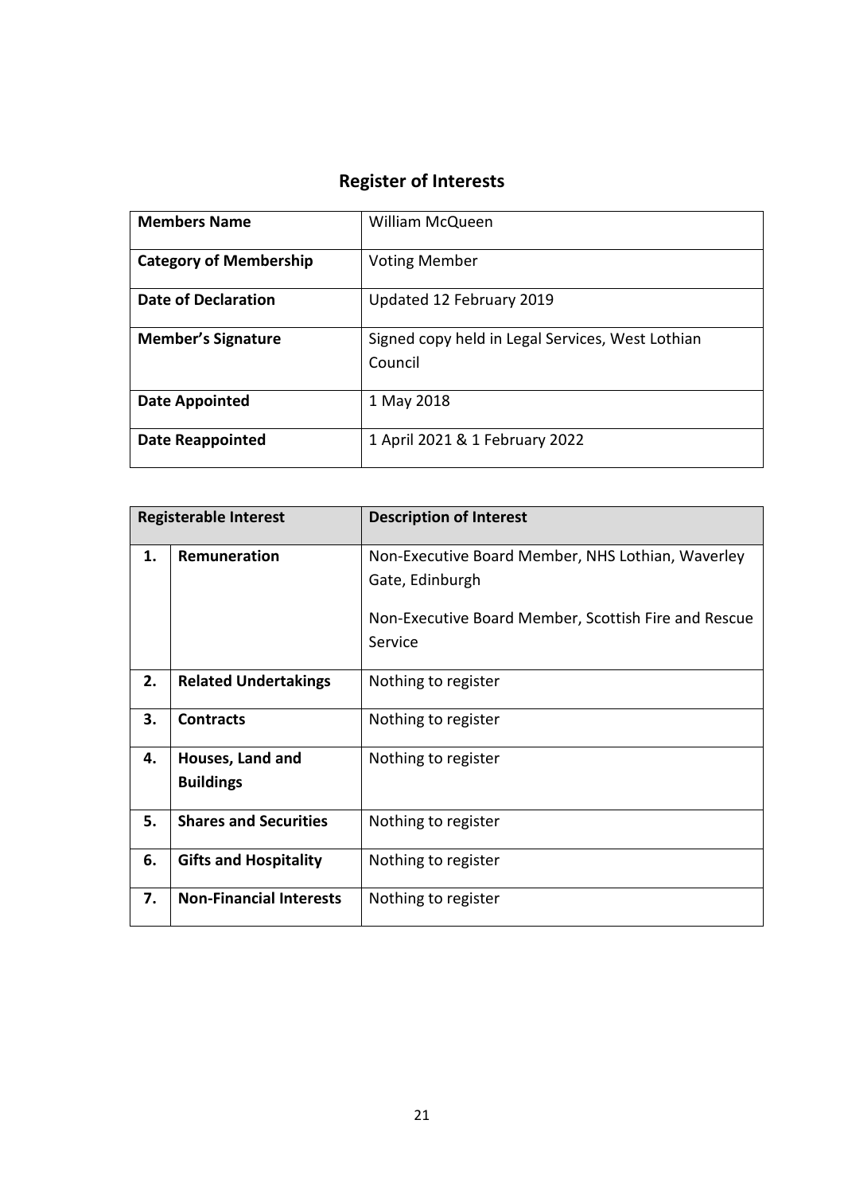# Register of Interests

| Members Name | William McQueen |
|---|---|
| **Category of Membership** | Voting Member |
| **Date of Declaration** | Updated 12 February 2019 |
| **Member's Signature** | Signed copy held in Legal Services, West Lothian Council |
| **Date Appointed** | 1 May 2018 |
| **Date Reappointed** | 1 April 2021 & 1 February 2022 |

| Registerable Interest | | Description of Interest |
|---|---|---|
| **1.** | **Remuneration** | Non-Executive Board Member, NHS Lothian, Waverley Gate, Edinburgh<br><br>Non-Executive Board Member, Scottish Fire and Rescue Service |
| **2.** | **Related Undertakings** | Nothing to register |
| **3.** | **Contracts** | Nothing to register |
| **4.** | **Houses, Land and Buildings** | Nothing to register |
| **5.** | **Shares and Securities** | Nothing to register |
| **6.** | **Gifts and Hospitality** | Nothing to register |
| **7.** | **Non-Financial Interests** | Nothing to register |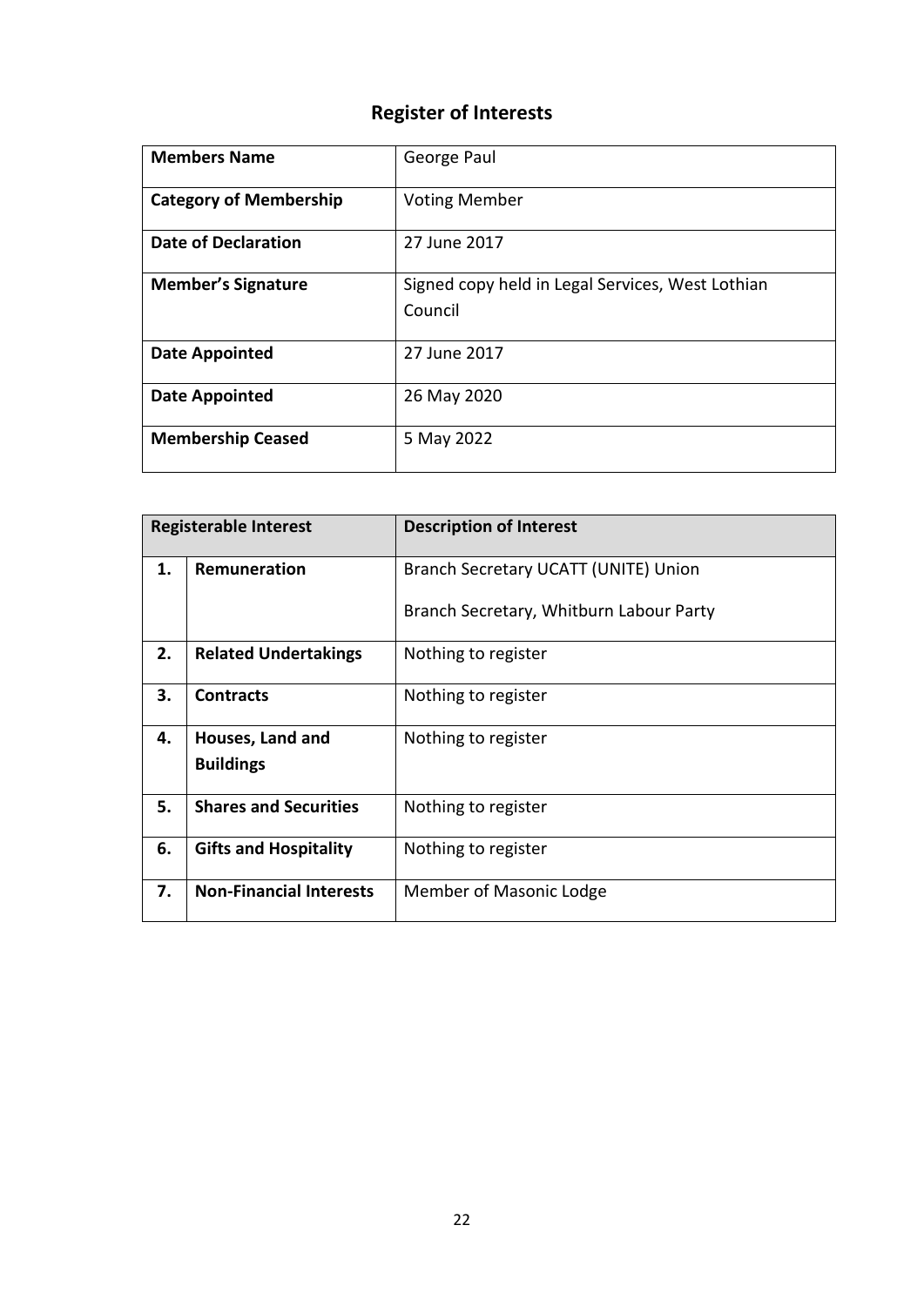# Register of Interests

| **Members Name** | George Paul |
|---|---|
| **Category of Membership** | Voting Member |
| **Date of Declaration** | 27 June 2017 |
| **Member's Signature** | Signed copy held in Legal Services, West Lothian Council |
| **Date Appointed** | 27 June 2017 |
| **Date Appointed** | 26 May 2020 |
| **Membership Ceased** | 5 May 2022 |

| **Registerable Interest** | | **Description of Interest** |
|---|---|---|
| **1.** | **Remuneration** | Branch Secretary UCATT (UNITE) Union<br><br>Branch Secretary, Whitburn Labour Party |
| **2.** | **Related Undertakings** | Nothing to register |
| **3.** | **Contracts** | Nothing to register |
| **4.** | **Houses, Land and Buildings** | Nothing to register |
| **5.** | **Shares and Securities** | Nothing to register |
| **6.** | **Gifts and Hospitality** | Nothing to register |
| **7.** | **Non-Financial Interests** | Member of Masonic Lodge |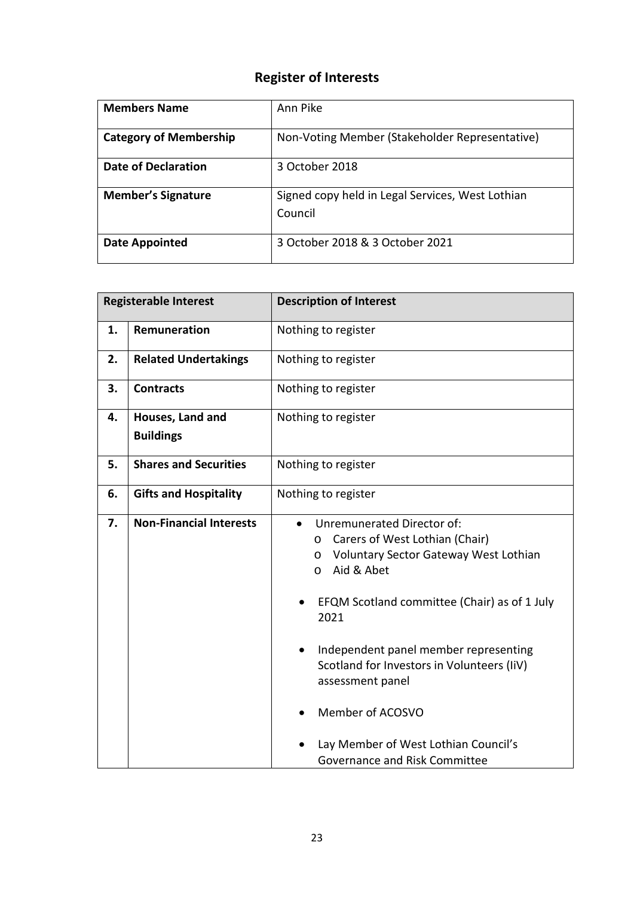# Register of Interests

| **Members Name** | Ann Pike |
|---|---|
| **Category of Membership** | Non-Voting Member (Stakeholder Representative) |
| **Date of Declaration** | 3 October 2018 |
| **Member's Signature** | Signed copy held in Legal Services, West Lothian Council |
| **Date Appointed** | 3 October 2018 & 3 October 2021 |

| **Registerable Interest** | | **Description of Interest** |
|---|---|---|
| **1.** | **Remuneration** | Nothing to register |
| **2.** | **Related Undertakings** | Nothing to register |
| **3.** | **Contracts** | Nothing to register |
| **4.** | **Houses, Land and Buildings** | Nothing to register |
| **5.** | **Shares and Securities** | Nothing to register |
| **6.** | **Gifts and Hospitality** | Nothing to register |
| **7.** | **Non-Financial Interests** | • Unremunerated Director of: <br> o Carers of West Lothian (Chair) <br> o Voluntary Sector Gateway West Lothian <br> o Aid & Abet <br><br> • EFQM Scotland committee (Chair) as of 1 July 2021 <br><br> • Independent panel member representing Scotland for Investors in Volunteers (IiV) assessment panel <br><br> • Member of ACOSVO <br><br> • Lay Member of West Lothian Council's Governance and Risk Committee |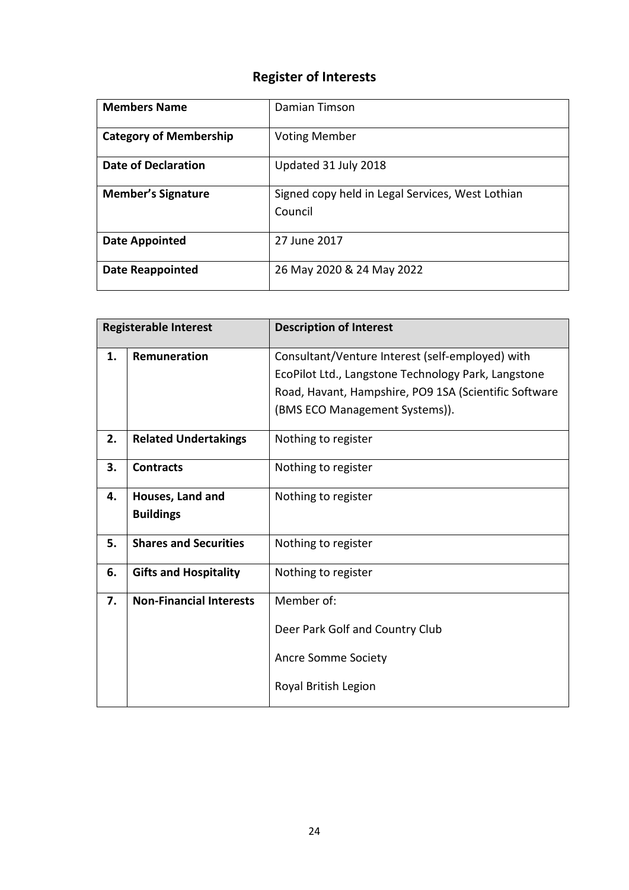# Register of Interests

| Members Name | Damian Timson |
|---|---|
| **Category of Membership** | Voting Member |
| **Date of Declaration** | Updated 31 July 2018 |
| **Member's Signature** | Signed copy held in Legal Services, West Lothian Council |
| **Date Appointed** | 27 June 2017 |
| **Date Reappointed** | 26 May 2020 & 24 May 2022 |

| Registerable Interest | | Description of Interest |
|---|---|---|
| **1.** | **Remuneration** | Consultant/Venture Interest (self-employed) with EcoPilot Ltd., Langstone Technology Park, Langstone Road, Havant, Hampshire, PO9 1SA (Scientific Software (BMS ECO Management Systems)). |
| **2.** | **Related Undertakings** | Nothing to register |
| **3.** | **Contracts** | Nothing to register |
| **4.** | **Houses, Land and Buildings** | Nothing to register |
| **5.** | **Shares and Securities** | Nothing to register |
| **6.** | **Gifts and Hospitality** | Nothing to register |
| **7.** | **Non-Financial Interests** | Member of:<br><br>Deer Park Golf and Country Club<br><br>Ancre Somme Society<br><br>Royal British Legion |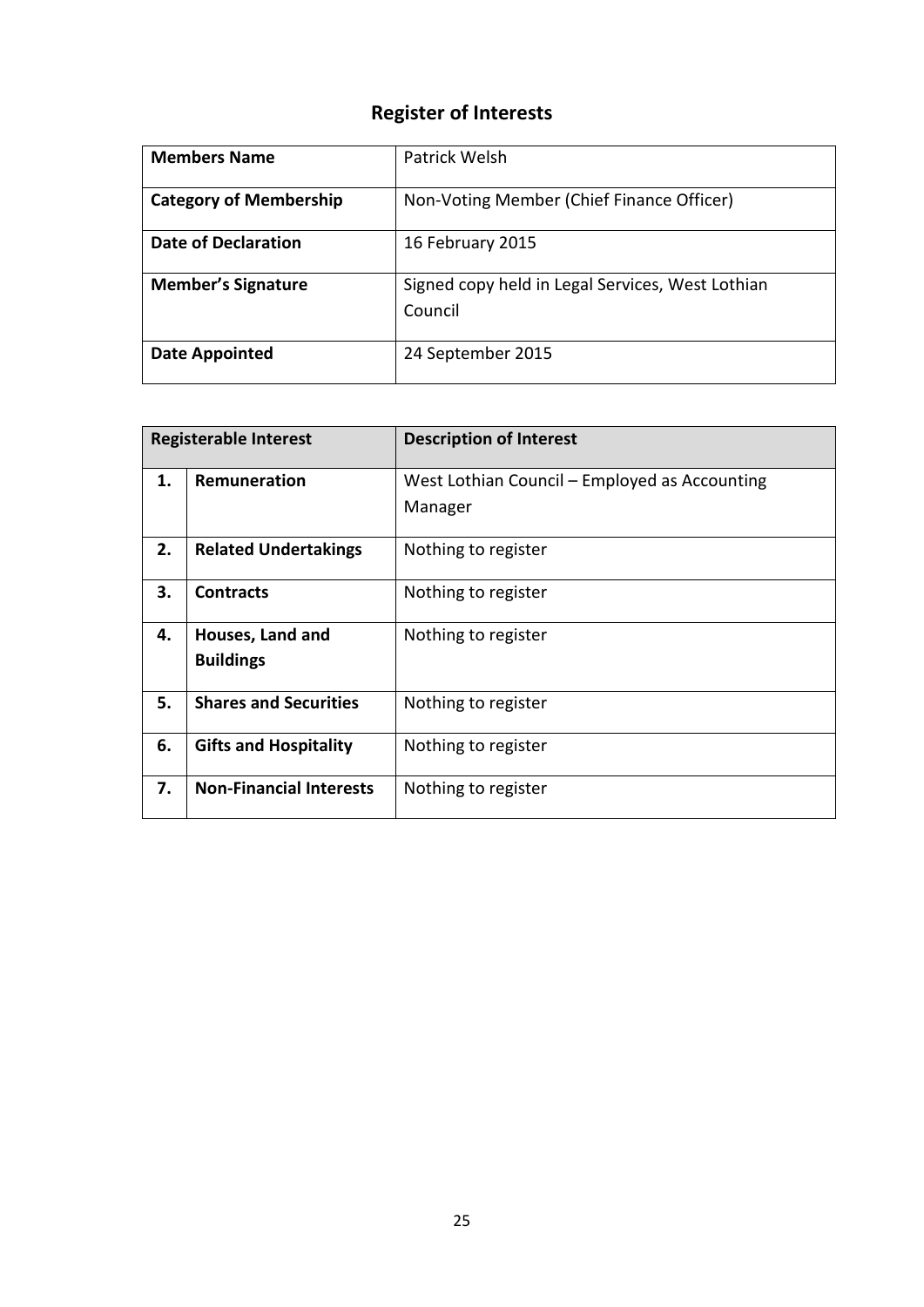# Register of Interests

| Members Name | Patrick Welsh |
|---|---|
| **Category of Membership** | Non-Voting Member (Chief Finance Officer) |
| **Date of Declaration** | 16 February 2015 |
| **Member's Signature** | Signed copy held in Legal Services, West Lothian Council |
| **Date Appointed** | 24 September 2015 |

| Registerable Interest | | Description of Interest |
|---|---|---|
| **1.** | **Remuneration** | West Lothian Council – Employed as Accounting Manager |
| **2.** | **Related Undertakings** | Nothing to register |
| **3.** | **Contracts** | Nothing to register |
| **4.** | **Houses, Land and Buildings** | Nothing to register |
| **5.** | **Shares and Securities** | Nothing to register |
| **6.** | **Gifts and Hospitality** | Nothing to register |
| **7.** | **Non-Financial Interests** | Nothing to register |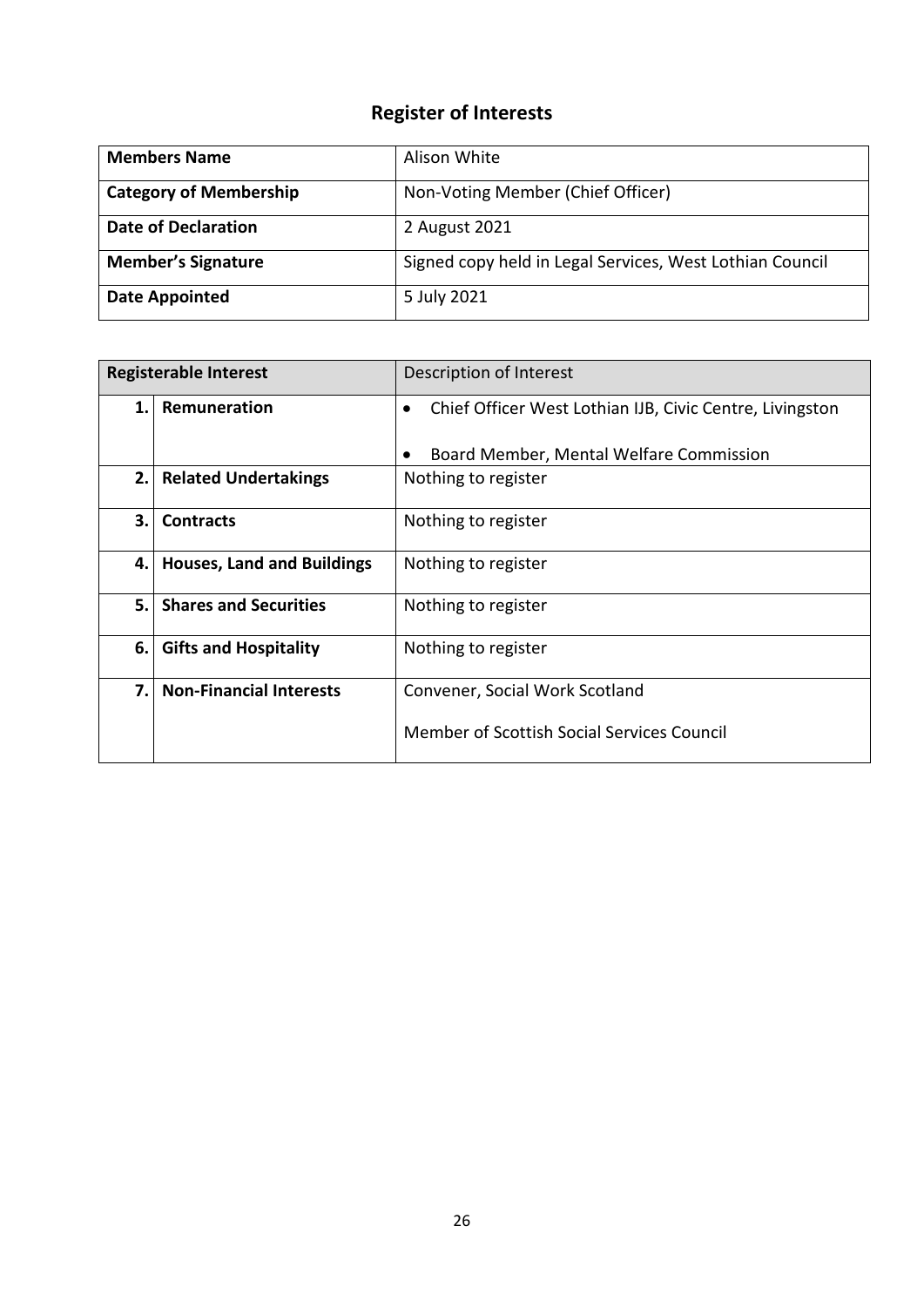## Register of Interests

| Members Name | Alison White |
|---|---|
| Category of Membership | Non-Voting Member (Chief Officer) |
| Date of Declaration | 2 August 2021 |
| Member's Signature | Signed copy held in Legal Services, West Lothian Council |
| Date Appointed | 5 July 2021 |

| Registerable Interest | | Description of Interest |
|---|---|---|
| 1. | Remuneration | • Chief Officer West Lothian IJB, Civic Centre, Livingston<br>• Board Member, Mental Welfare Commission |
| 2. | Related Undertakings | Nothing to register |
| 3. | Contracts | Nothing to register |
| 4. | Houses, Land and Buildings | Nothing to register |
| 5. | Shares and Securities | Nothing to register |
| 6. | Gifts and Hospitality | Nothing to register |
| 7. | Non-Financial Interests | Convener, Social Work Scotland<br>Member of Scottish Social Services Council |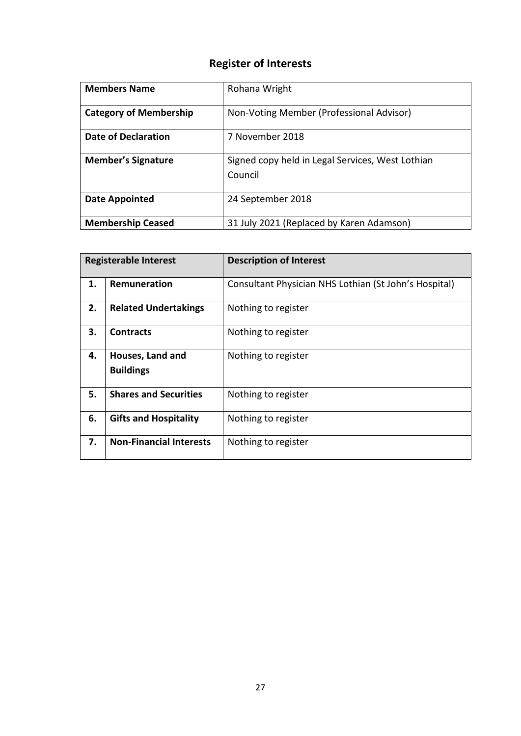## Register of Interests

| Members Name | Rohana Wright |
|---|---|
| **Category of Membership** | Non-Voting Member (Professional Advisor) |
| **Date of Declaration** | 7 November 2018 |
| **Member's Signature** | Signed copy held in Legal Services, West Lothian Council |
| **Date Appointed** | 24 September 2018 |
| **Membership Ceased** | 31 July 2021 (Replaced by Karen Adamson) |

| Registerable Interest | | Description of Interest |
|---|---|---|
| **1.** | **Remuneration** | Consultant Physician NHS Lothian (St John's Hospital) |
| **2.** | **Related Undertakings** | Nothing to register |
| **3.** | **Contracts** | Nothing to register |
| **4.** | **Houses, Land and Buildings** | Nothing to register |
| **5.** | **Shares and Securities** | Nothing to register |
| **6.** | **Gifts and Hospitality** | Nothing to register |
| **7.** | **Non-Financial Interests** | Nothing to register |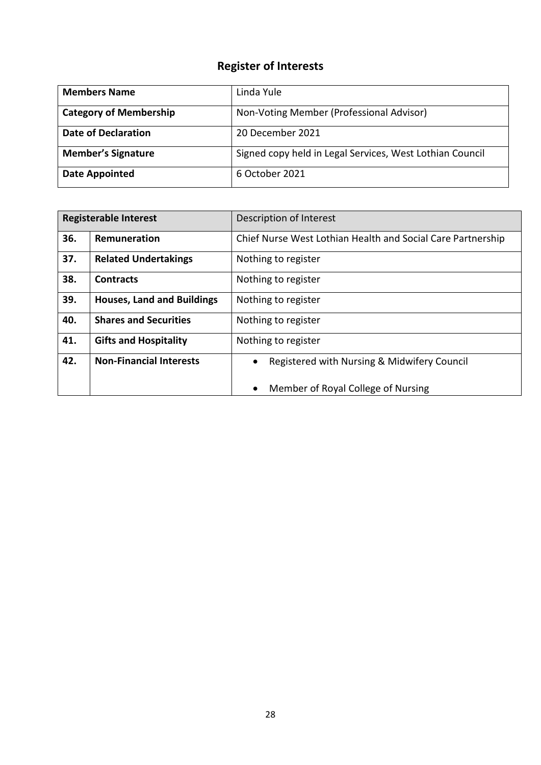# Register of Interests

| | |
|---|---|
| **Members Name** | Linda Yule |
| **Category of Membership** | Non-Voting Member (Professional Advisor) |
| **Date of Declaration** | 20 December 2021 |
| **Member's Signature** | Signed copy held in Legal Services, West Lothian Council |
| **Date Appointed** | 6 October 2021 |

| **Registerable Interest** | | Description of Interest |
|---|---|---|
| **36.** | **Remuneration** | Chief Nurse West Lothian Health and Social Care Partnership |
| **37.** | **Related Undertakings** | Nothing to register |
| **38.** | **Contracts** | Nothing to register |
| **39.** | **Houses, Land and Buildings** | Nothing to register |
| **40.** | **Shares and Securities** | Nothing to register |
| **41.** | **Gifts and Hospitality** | Nothing to register |
| **42.** | **Non-Financial Interests** | • Registered with Nursing & Midwifery Council<br>• Member of Royal College of Nursing |